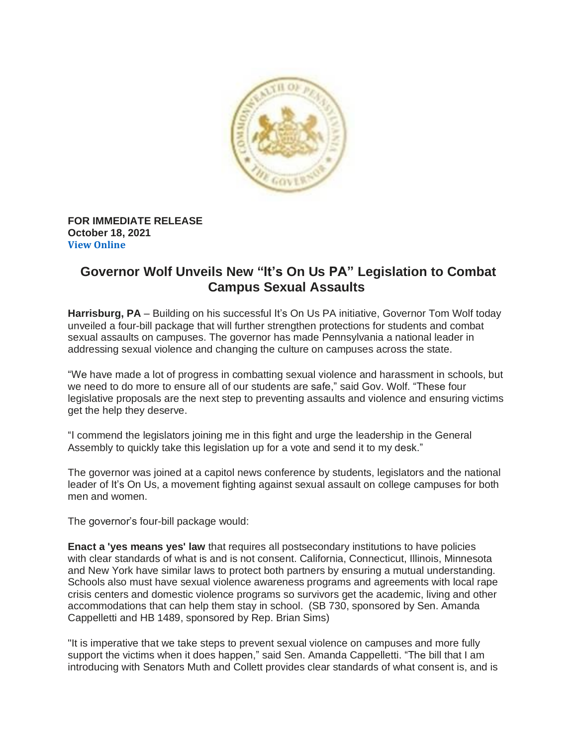**FOR IMMEDIATE RELEASE**
**October 18, 2021**
**View Online**

# Governor Wolf Unveils New "It's On Us PA" Legislation to Combat Campus Sexual Assaults

**Harrisburg, PA** – Building on his successful It's On Us PA initiative, Governor Tom Wolf today unveiled a four-bill package that will further strengthen protections for students and combat sexual assaults on campuses. The governor has made Pennsylvania a national leader in addressing sexual violence and changing the culture on campuses across the state.

"We have made a lot of progress in combatting sexual violence and harassment in schools, but we need to do more to ensure all of our students are safe," said Gov. Wolf. "These four legislative proposals are the next step to preventing assaults and violence and ensuring victims get the help they deserve.

"I commend the legislators joining me in this fight and urge the leadership in the General Assembly to quickly take this legislation up for a vote and send it to my desk."

The governor was joined at a capitol news conference by students, legislators and the national leader of It's On Us, a movement fighting against sexual assault on college campuses for both men and women.

The governor's four-bill package would:

**Enact a 'yes means yes' law** that requires all postsecondary institutions to have policies with clear standards of what is and is not consent. California, Connecticut, Illinois, Minnesota and New York have similar laws to protect both partners by ensuring a mutual understanding. Schools also must have sexual violence awareness programs and agreements with local rape crisis centers and domestic violence programs so survivors get the academic, living and other accommodations that can help them stay in school. (SB 730, sponsored by Sen. Amanda Cappelletti and HB 1489, sponsored by Rep. Brian Sims)

"It is imperative that we take steps to prevent sexual violence on campuses and more fully support the victims when it does happen," said Sen. Amanda Cappelletti. "The bill that I am introducing with Senators Muth and Collett provides clear standards of what consent is, and is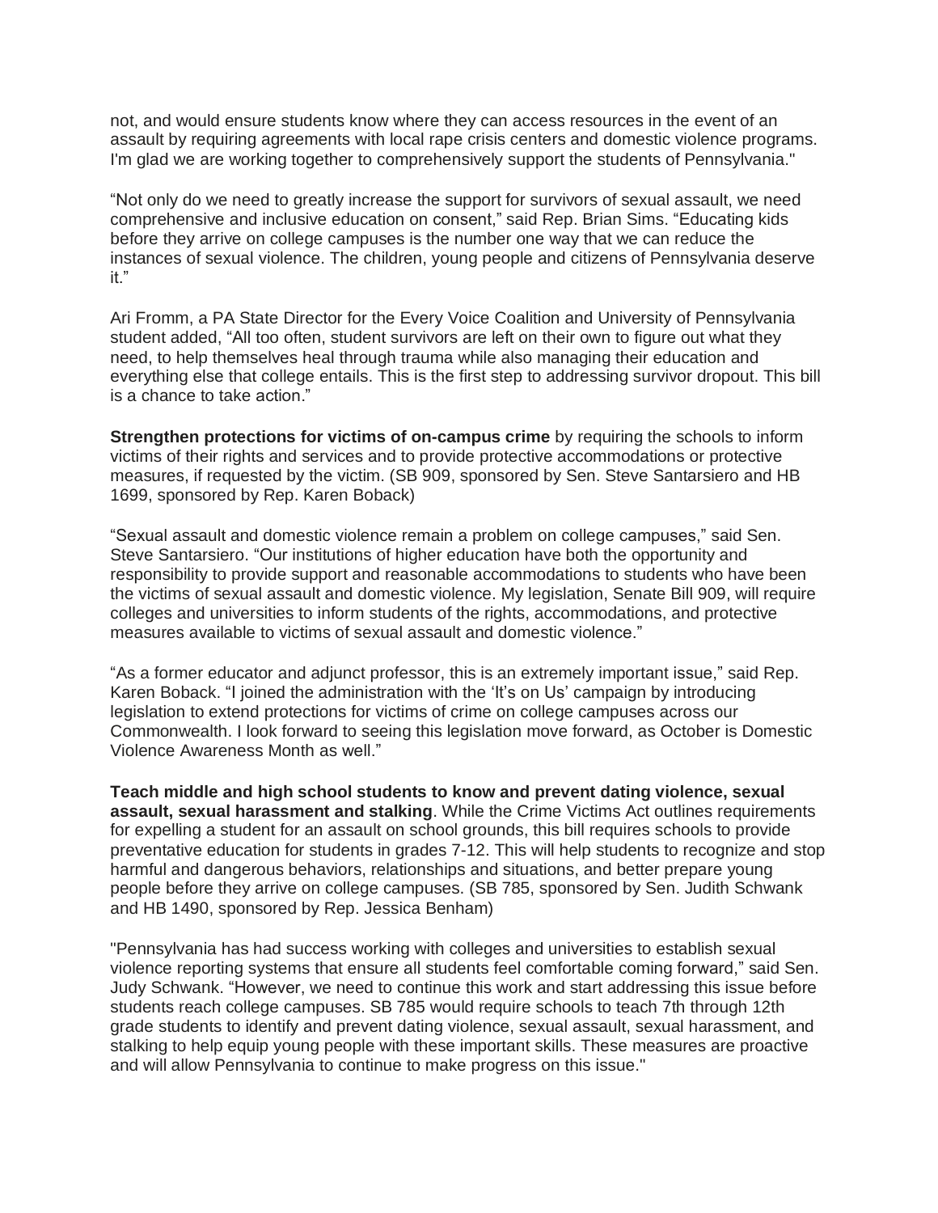not, and would ensure students know where they can access resources in the event of an assault by requiring agreements with local rape crisis centers and domestic violence programs. I'm glad we are working together to comprehensively support the students of Pennsylvania."

"Not only do we need to greatly increase the support for survivors of sexual assault, we need comprehensive and inclusive education on consent," said Rep. Brian Sims. "Educating kids before they arrive on college campuses is the number one way that we can reduce the instances of sexual violence. The children, young people and citizens of Pennsylvania deserve it."

Ari Fromm, a PA State Director for the Every Voice Coalition and University of Pennsylvania student added, "All too often, student survivors are left on their own to figure out what they need, to help themselves heal through trauma while also managing their education and everything else that college entails. This is the first step to addressing survivor dropout. This bill is a chance to take action."

**Strengthen protections for victims of on-campus crime** by requiring the schools to inform victims of their rights and services and to provide protective accommodations or protective measures, if requested by the victim. (SB 909, sponsored by Sen. Steve Santarsiero and HB 1699, sponsored by Rep. Karen Boback)

"Sexual assault and domestic violence remain a problem on college campuses," said Sen. Steve Santarsiero. "Our institutions of higher education have both the opportunity and responsibility to provide support and reasonable accommodations to students who have been the victims of sexual assault and domestic violence. My legislation, Senate Bill 909, will require colleges and universities to inform students of the rights, accommodations, and protective measures available to victims of sexual assault and domestic violence."

"As a former educator and adjunct professor, this is an extremely important issue," said Rep. Karen Boback. "I joined the administration with the 'It's on Us' campaign by introducing legislation to extend protections for victims of crime on college campuses across our Commonwealth. I look forward to seeing this legislation move forward, as October is Domestic Violence Awareness Month as well."

**Teach middle and high school students to know and prevent dating violence, sexual assault, sexual harassment and stalking**. While the Crime Victims Act outlines requirements for expelling a student for an assault on school grounds, this bill requires schools to provide preventative education for students in grades 7-12. This will help students to recognize and stop harmful and dangerous behaviors, relationships and situations, and better prepare young people before they arrive on college campuses. (SB 785, sponsored by Sen. Judith Schwank and HB 1490, sponsored by Rep. Jessica Benham)

"Pennsylvania has had success working with colleges and universities to establish sexual violence reporting systems that ensure all students feel comfortable coming forward," said Sen. Judy Schwank. "However, we need to continue this work and start addressing this issue before students reach college campuses. SB 785 would require schools to teach 7th through 12th grade students to identify and prevent dating violence, sexual assault, sexual harassment, and stalking to help equip young people with these important skills. These measures are proactive and will allow Pennsylvania to continue to make progress on this issue."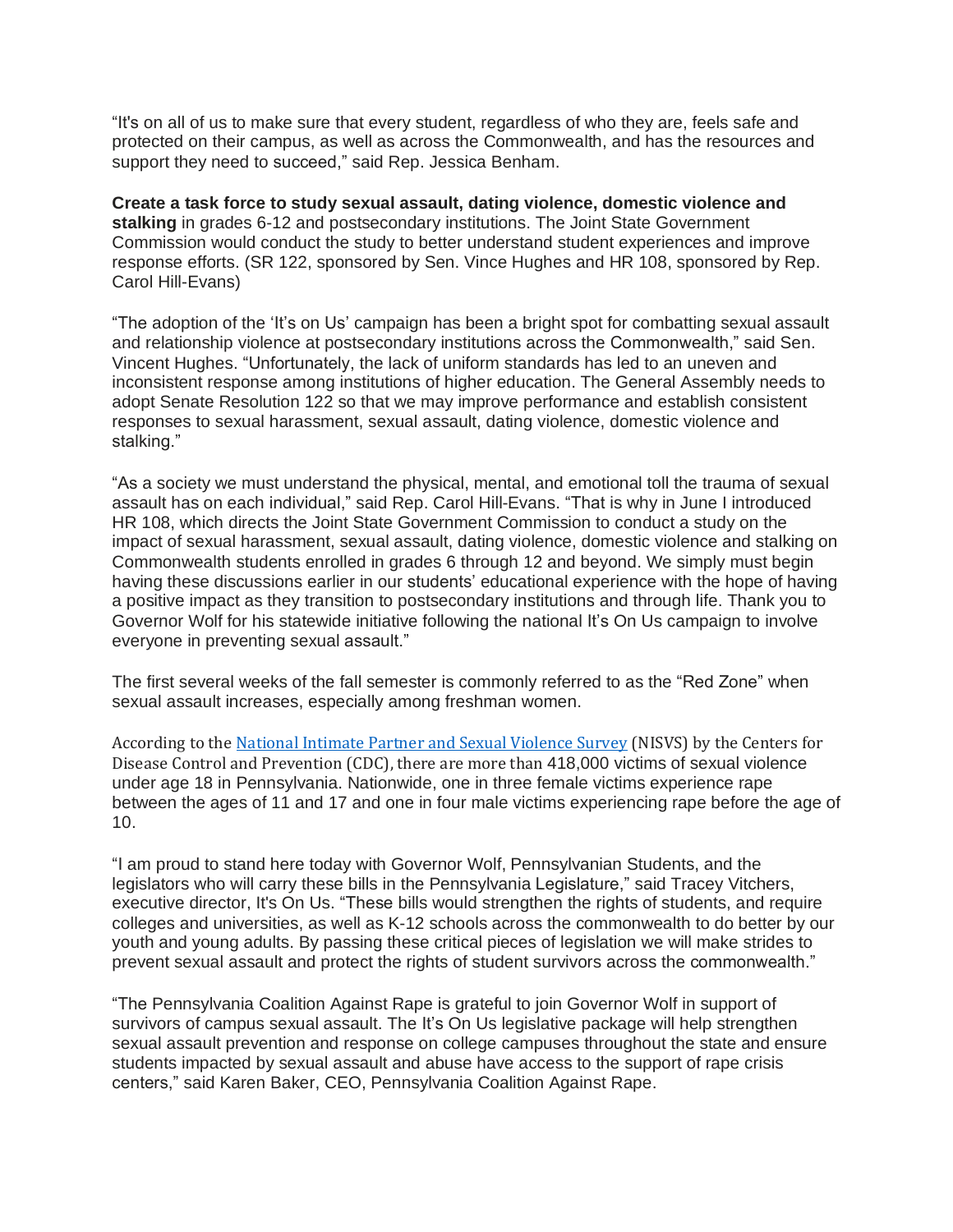"It's on all of us to make sure that every student, regardless of who they are, feels safe and protected on their campus, as well as across the Commonwealth, and has the resources and support they need to succeed," said Rep. Jessica Benham.

**Create a task force to study sexual assault, dating violence, domestic violence and stalking** in grades 6-12 and postsecondary institutions. The Joint State Government Commission would conduct the study to better understand student experiences and improve response efforts. (SR 122, sponsored by Sen. Vince Hughes and HR 108, sponsored by Rep. Carol Hill-Evans)

"The adoption of the 'It's on Us' campaign has been a bright spot for combatting sexual assault and relationship violence at postsecondary institutions across the Commonwealth," said Sen. Vincent Hughes. "Unfortunately, the lack of uniform standards has led to an uneven and inconsistent response among institutions of higher education. The General Assembly needs to adopt Senate Resolution 122 so that we may improve performance and establish consistent responses to sexual harassment, sexual assault, dating violence, domestic violence and stalking."

"As a society we must understand the physical, mental, and emotional toll the trauma of sexual assault has on each individual," said Rep. Carol Hill-Evans. "That is why in June I introduced HR 108, which directs the Joint State Government Commission to conduct a study on the impact of sexual harassment, sexual assault, dating violence, domestic violence and stalking on Commonwealth students enrolled in grades 6 through 12 and beyond. We simply must begin having these discussions earlier in our students' educational experience with the hope of having a positive impact as they transition to postsecondary institutions and through life. Thank you to Governor Wolf for his statewide initiative following the national It's On Us campaign to involve everyone in preventing sexual assault."

The first several weeks of the fall semester is commonly referred to as the "Red Zone" when sexual assault increases, especially among freshman women.

According to the National Intimate Partner and Sexual Violence Survey (NISVS) by the Centers for Disease Control and Prevention (CDC), there are more than 418,000 victims of sexual violence under age 18 in Pennsylvania. Nationwide, one in three female victims experience rape between the ages of 11 and 17 and one in four male victims experiencing rape before the age of 10.

"I am proud to stand here today with Governor Wolf, Pennsylvanian Students, and the legislators who will carry these bills in the Pennsylvania Legislature," said Tracey Vitchers, executive director, It's On Us. "These bills would strengthen the rights of students, and require colleges and universities, as well as K-12 schools across the commonwealth to do better by our youth and young adults. By passing these critical pieces of legislation we will make strides to prevent sexual assault and protect the rights of student survivors across the commonwealth."

"The Pennsylvania Coalition Against Rape is grateful to join Governor Wolf in support of survivors of campus sexual assault. The It's On Us legislative package will help strengthen sexual assault prevention and response on college campuses throughout the state and ensure students impacted by sexual assault and abuse have access to the support of rape crisis centers," said Karen Baker, CEO, Pennsylvania Coalition Against Rape.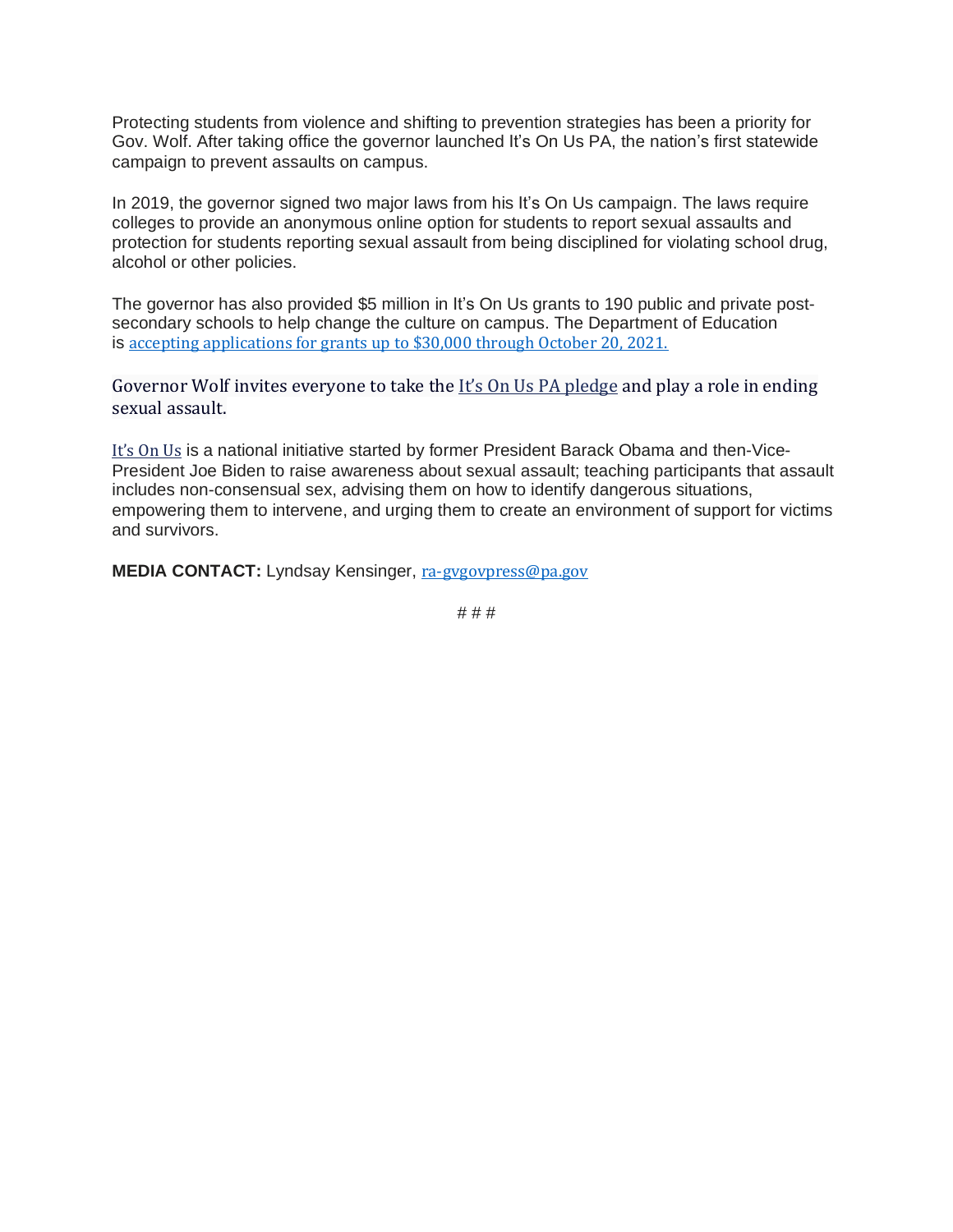Protecting students from violence and shifting to prevention strategies has been a priority for Gov. Wolf. After taking office the governor launched It's On Us PA, the nation's first statewide campaign to prevent assaults on campus.

In 2019, the governor signed two major laws from his It's On Us campaign. The laws require colleges to provide an anonymous online option for students to report sexual assaults and protection for students reporting sexual assault from being disciplined for violating school drug, alcohol or other policies.

The governor has also provided $5 million in It's On Us grants to 190 public and private post-secondary schools to help change the culture on campus. The Department of Education is accepting applications for grants up to $30,000 through October 20, 2021.

Governor Wolf invites everyone to take the It's On Us PA pledge and play a role in ending sexual assault.

It's On Us is a national initiative started by former President Barack Obama and then-Vice-President Joe Biden to raise awareness about sexual assault; teaching participants that assault includes non-consensual sex, advising them on how to identify dangerous situations, empowering them to intervene, and urging them to create an environment of support for victims and survivors.

**MEDIA CONTACT:** Lyndsay Kensinger, ra-gvgovpress@pa.gov

# # #